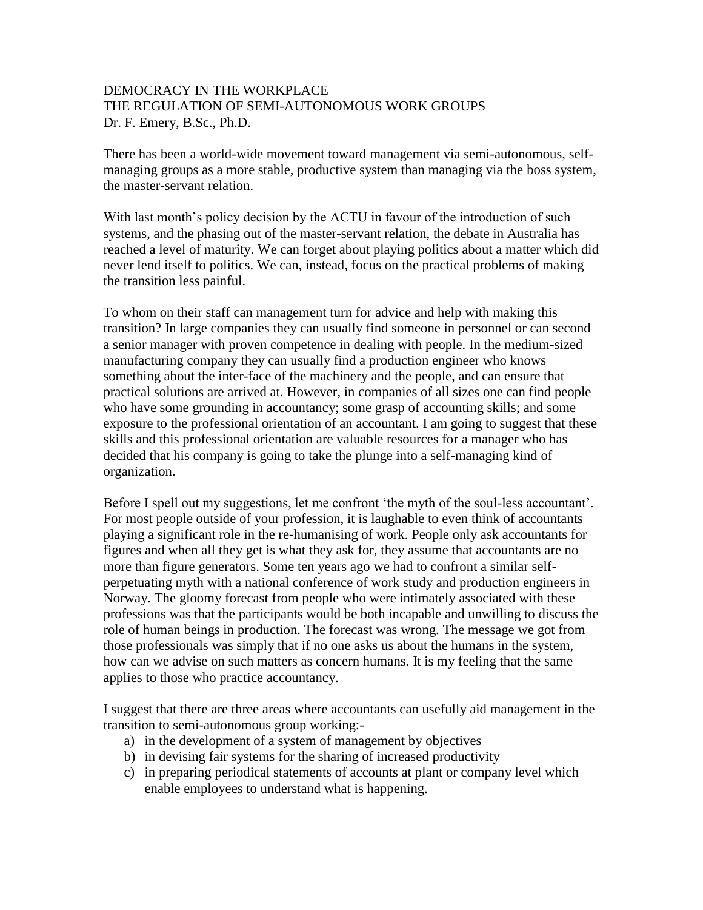# DEMOCRACY IN THE WORKPLACE
## THE REGULATION OF SEMI-AUTONOMOUS WORK GROUPS
Dr. F. Emery, B.Sc., Ph.D.

There has been a world-wide movement toward management via semi-autonomous, self-managing groups as a more stable, productive system than managing via the boss system, the master-servant relation.

With last month's policy decision by the ACTU in favour of the introduction of such systems, and the phasing out of the master-servant relation, the debate in Australia has reached a level of maturity. We can forget about playing politics about a matter which did never lend itself to politics. We can, instead, focus on the practical problems of making the transition less painful.

To whom on their staff can management turn for advice and help with making this transition? In large companies they can usually find someone in personnel or can second a senior manager with proven competence in dealing with people. In the medium-sized manufacturing company they can usually find a production engineer who knows something about the inter-face of the machinery and the people, and can ensure that practical solutions are arrived at. However, in companies of all sizes one can find people who have some grounding in accountancy; some grasp of accounting skills; and some exposure to the professional orientation of an accountant. I am going to suggest that these skills and this professional orientation are valuable resources for a manager who has decided that his company is going to take the plunge into a self-managing kind of organization.

Before I spell out my suggestions, let me confront 'the myth of the soul-less accountant'. For most people outside of your profession, it is laughable to even think of accountants playing a significant role in the re-humanising of work. People only ask accountants for figures and when all they get is what they ask for, they assume that accountants are no more than figure generators. Some ten years ago we had to confront a similar self-perpetuating myth with a national conference of work study and production engineers in Norway. The gloomy forecast from people who were intimately associated with these professions was that the participants would be both incapable and unwilling to discuss the role of human beings in production. The forecast was wrong. The message we got from those professionals was simply that if no one asks us about the humans in the system, how can we advise on such matters as concern humans. It is my feeling that the same applies to those who practice accountancy.

I suggest that there are three areas where accountants can usefully aid management in the transition to semi-autonomous group working:-

a) in the development of a system of management by objectives
b) in devising fair systems for the sharing of increased productivity
c) in preparing periodical statements of accounts at plant or company level which enable employees to understand what is happening.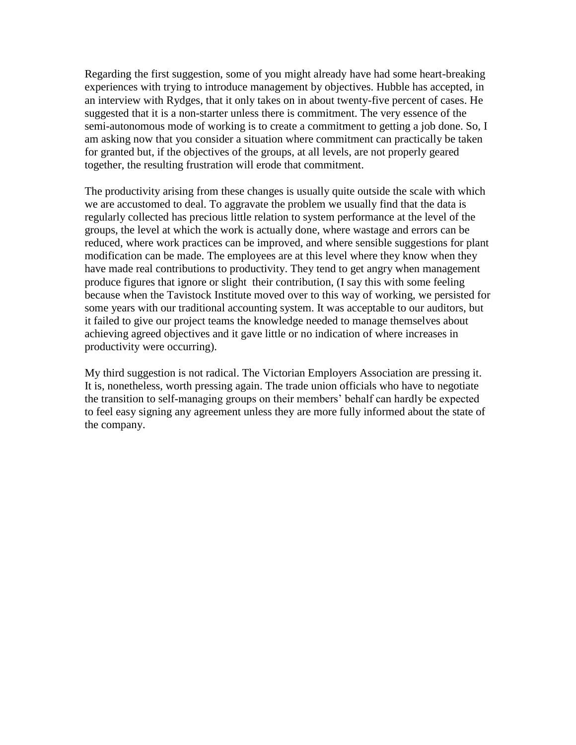Regarding the first suggestion, some of you might already have had some heart-breaking experiences with trying to introduce management by objectives. Hubble has accepted, in an interview with Rydges, that it only takes on in about twenty-five percent of cases. He suggested that it is a non-starter unless there is commitment. The very essence of the semi-autonomous mode of working is to create a commitment to getting a job done. So, I am asking now that you consider a situation where commitment can practically be taken for granted but, if the objectives of the groups, at all levels, are not properly geared together, the resulting frustration will erode that commitment.

The productivity arising from these changes is usually quite outside the scale with which we are accustomed to deal. To aggravate the problem we usually find that the data is regularly collected has precious little relation to system performance at the level of the groups, the level at which the work is actually done, where wastage and errors can be reduced, where work practices can be improved, and where sensible suggestions for plant modification can be made. The employees are at this level where they know when they have made real contributions to productivity. They tend to get angry when management produce figures that ignore or slight their contribution, (I say this with some feeling because when the Tavistock Institute moved over to this way of working, we persisted for some years with our traditional accounting system. It was acceptable to our auditors, but it failed to give our project teams the knowledge needed to manage themselves about achieving agreed objectives and it gave little or no indication of where increases in productivity were occurring).

My third suggestion is not radical. The Victorian Employers Association are pressing it. It is, nonetheless, worth pressing again. The trade union officials who have to negotiate the transition to self-managing groups on their members' behalf can hardly be expected to feel easy signing any agreement unless they are more fully informed about the state of the company.